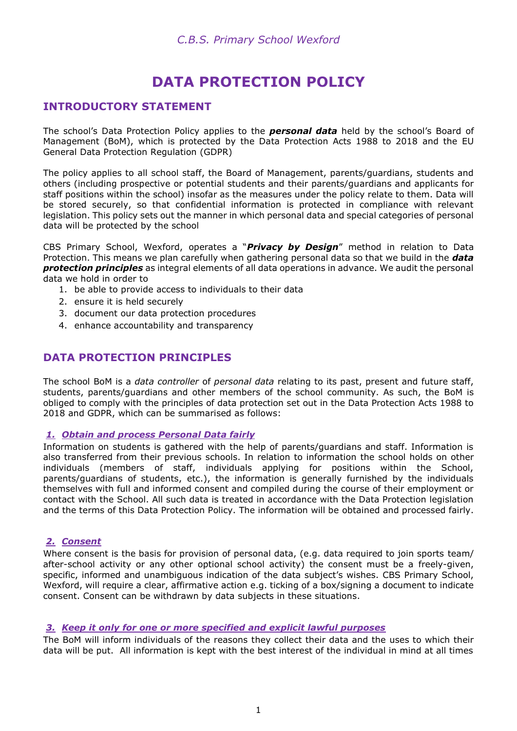C.B.S. Primary School Wexford

# DATA PROTECTION POLICY

## INTRODUCTORY STATEMENT

The school's Data Protection Policy applies to the ***personal data*** held by the school's Board of Management (BoM), which is protected by the Data Protection Acts 1988 to 2018 and the EU General Data Protection Regulation (GDPR)

The policy applies to all school staff, the Board of Management, parents/guardians, students and others (including prospective or potential students and their parents/guardians and applicants for staff positions within the school) insofar as the measures under the policy relate to them. Data will be stored securely, so that confidential information is protected in compliance with relevant legislation. This policy sets out the manner in which personal data and special categories of personal data will be protected by the school

CBS Primary School, Wexford, operates a "***Privacy by Design***" method in relation to Data Protection. This means we plan carefully when gathering personal data so that we build in the ***data protection principles*** as integral elements of all data operations in advance. We audit the personal data we hold in order to

1. be able to provide access to individuals to their data
2. ensure it is held securely
3. document our data protection procedures
4. enhance accountability and transparency

## DATA PROTECTION PRINCIPLES

The school BoM is a *data controller* of *personal data* relating to its past, present and future staff, students, parents/guardians and other members of the school community. As such, the BoM is obliged to comply with the principles of data protection set out in the Data Protection Acts 1988 to 2018 and GDPR, which can be summarised as follows:

### *1. Obtain and process Personal Data fairly*

Information on students is gathered with the help of parents/guardians and staff. Information is also transferred from their previous schools. In relation to information the school holds on other individuals (members of staff, individuals applying for positions within the School, parents/guardians of students, etc.), the information is generally furnished by the individuals themselves with full and informed consent and compiled during the course of their employment or contact with the School. All such data is treated in accordance with the Data Protection legislation and the terms of this Data Protection Policy. The information will be obtained and processed fairly.

### *2. Consent*

Where consent is the basis for provision of personal data, (e.g. data required to join sports team/ after-school activity or any other optional school activity) the consent must be a freely-given, specific, informed and unambiguous indication of the data subject's wishes. CBS Primary School, Wexford, will require a clear, affirmative action e.g. ticking of a box/signing a document to indicate consent. Consent can be withdrawn by data subjects in these situations.

### *3. Keep it only for one or more specified and explicit lawful purposes*

The BoM will inform individuals of the reasons they collect their data and the uses to which their data will be put. All information is kept with the best interest of the individual in mind at all times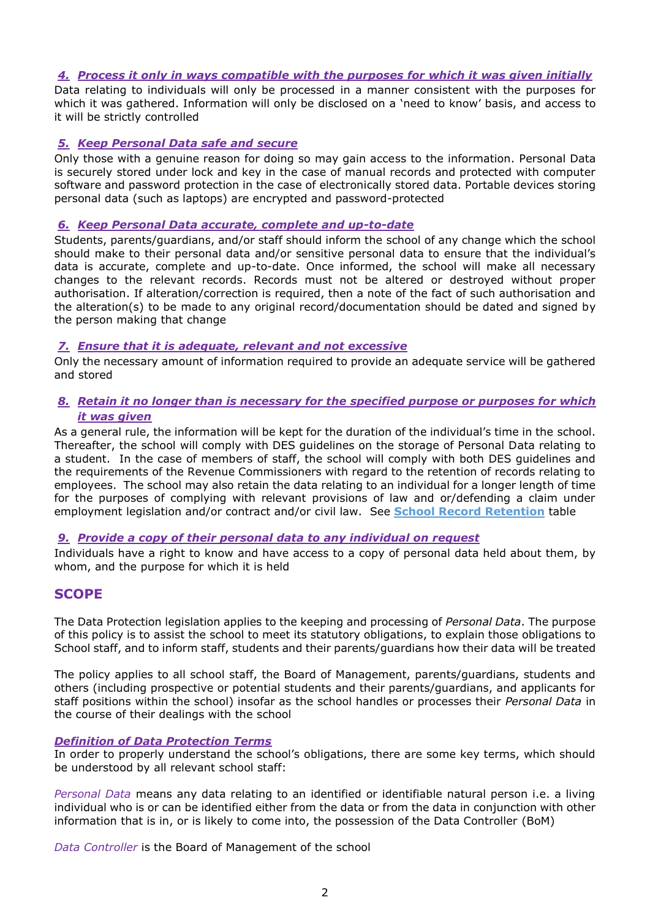4. ***Process it only in ways compatible with the purposes for which it was given initially***

Data relating to individuals will only be processed in a manner consistent with the purposes for which it was gathered. Information will only be disclosed on a 'need to know' basis, and access to it will be strictly controlled

5. ***Keep Personal Data safe and secure***

Only those with a genuine reason for doing so may gain access to the information. Personal Data is securely stored under lock and key in the case of manual records and protected with computer software and password protection in the case of electronically stored data. Portable devices storing personal data (such as laptops) are encrypted and password-protected

6. ***Keep Personal Data accurate, complete and up-to-date***

Students, parents/guardians, and/or staff should inform the school of any change which the school should make to their personal data and/or sensitive personal data to ensure that the individual's data is accurate, complete and up-to-date. Once informed, the school will make all necessary changes to the relevant records. Records must not be altered or destroyed without proper authorisation. If alteration/correction is required, then a note of the fact of such authorisation and the alteration(s) to be made to any original record/documentation should be dated and signed by the person making that change

7. ***Ensure that it is adequate, relevant and not excessive***

Only the necessary amount of information required to provide an adequate service will be gathered and stored

8. ***Retain it no longer than is necessary for the specified purpose or purposes for which it was given***

As a general rule, the information will be kept for the duration of the individual's time in the school. Thereafter, the school will comply with DES guidelines on the storage of Personal Data relating to a student. In the case of members of staff, the school will comply with both DES guidelines and the requirements of the Revenue Commissioners with regard to the retention of records relating to employees. The school may also retain the data relating to an individual for a longer length of time for the purposes of complying with relevant provisions of law and or/defending a claim under employment legislation and/or contract and/or civil law. See **School Record Retention** table

9. ***Provide a copy of their personal data to any individual on request***

Individuals have a right to know and have access to a copy of personal data held about them, by whom, and the purpose for which it is held

## SCOPE

The Data Protection legislation applies to the keeping and processing of *Personal Data*. The purpose of this policy is to assist the school to meet its statutory obligations, to explain those obligations to School staff, and to inform staff, students and their parents/guardians how their data will be treated

The policy applies to all school staff, the Board of Management, parents/guardians, students and others (including prospective or potential students and their parents/guardians, and applicants for staff positions within the school) insofar as the school handles or processes their *Personal Data* in the course of their dealings with the school

***Definition of Data Protection Terms***

In order to properly understand the school's obligations, there are some key terms, which should be understood by all relevant school staff:

*Personal Data* means any data relating to an identified or identifiable natural person i.e. a living individual who is or can be identified either from the data or from the data in conjunction with other information that is in, or is likely to come into, the possession of the Data Controller (BoM)

*Data Controller* is the Board of Management of the school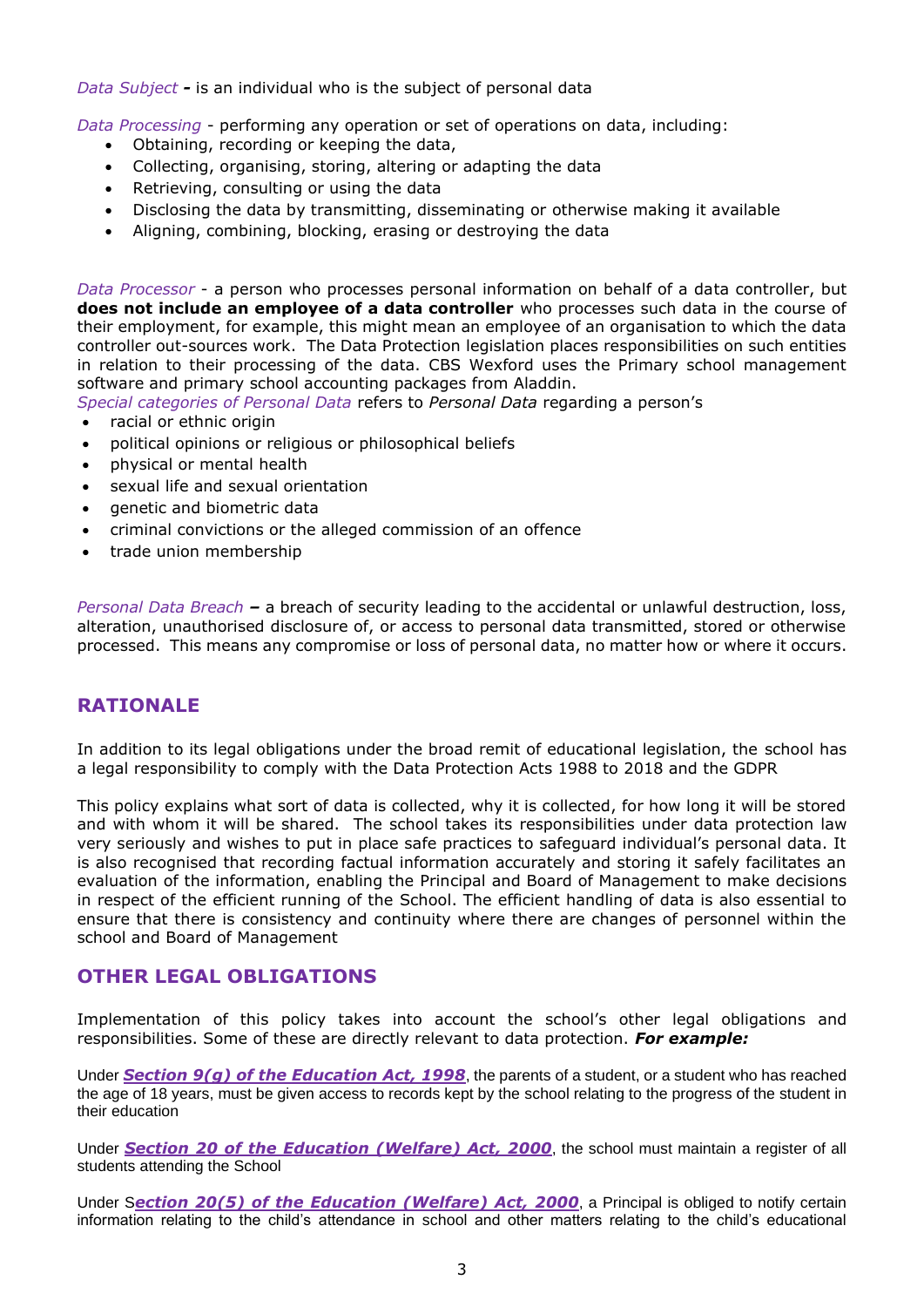*Data Subject* **-** is an individual who is the subject of personal data

*Data Processing* - performing any operation or set of operations on data, including:

- Obtaining, recording or keeping the data,
- Collecting, organising, storing, altering or adapting the data
- Retrieving, consulting or using the data
- Disclosing the data by transmitting, disseminating or otherwise making it available
- Aligning, combining, blocking, erasing or destroying the data

*Data Processor* - a person who processes personal information on behalf of a data controller, but **does not include an employee of a data controller** who processes such data in the course of their employment, for example, this might mean an employee of an organisation to which the data controller out-sources work. The Data Protection legislation places responsibilities on such entities in relation to their processing of the data. CBS Wexford uses the Primary school management software and primary school accounting packages from Aladdin.

*Special categories of Personal Data* refers to *Personal Data* regarding a person's

- racial or ethnic origin
- political opinions or religious or philosophical beliefs
- physical or mental health
- sexual life and sexual orientation
- genetic and biometric data
- criminal convictions or the alleged commission of an offence
- trade union membership

*Personal Data Breach* **–** a breach of security leading to the accidental or unlawful destruction, loss, alteration, unauthorised disclosure of, or access to personal data transmitted, stored or otherwise processed. This means any compromise or loss of personal data, no matter how or where it occurs.

## RATIONALE

In addition to its legal obligations under the broad remit of educational legislation, the school has a legal responsibility to comply with the Data Protection Acts 1988 to 2018 and the GDPR

This policy explains what sort of data is collected, why it is collected, for how long it will be stored and with whom it will be shared. The school takes its responsibilities under data protection law very seriously and wishes to put in place safe practices to safeguard individual's personal data. It is also recognised that recording factual information accurately and storing it safely facilitates an evaluation of the information, enabling the Principal and Board of Management to make decisions in respect of the efficient running of the School. The efficient handling of data is also essential to ensure that there is consistency and continuity where there are changes of personnel within the school and Board of Management

## OTHER LEGAL OBLIGATIONS

Implementation of this policy takes into account the school's other legal obligations and responsibilities. Some of these are directly relevant to data protection. ***For example:***

Under ***Section 9(g) of the Education Act, 1998***, the parents of a student, or a student who has reached the age of 18 years, must be given access to records kept by the school relating to the progress of the student in their education

Under ***Section 20 of the Education (Welfare) Act, 2000***, the school must maintain a register of all students attending the School

Under S***ection 20(5) of the Education (Welfare) Act, 2000***, a Principal is obliged to notify certain information relating to the child's attendance in school and other matters relating to the child's educational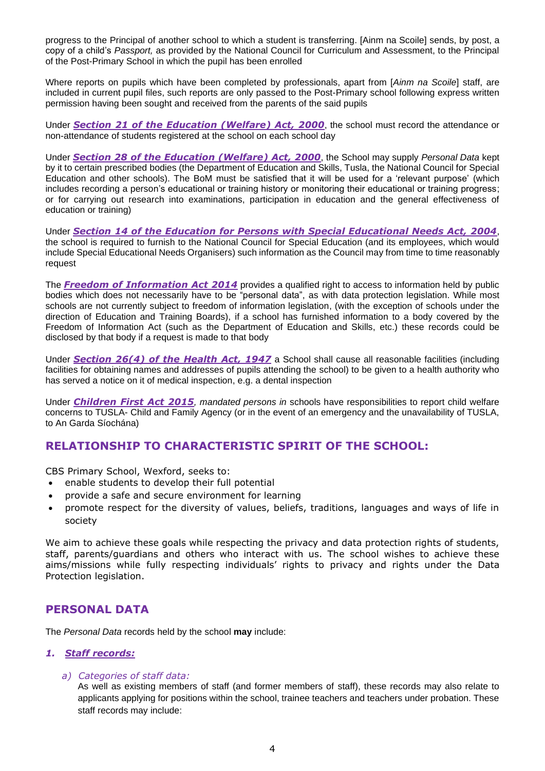progress to the Principal of another school to which a student is transferring. [Ainm na Scoile] sends, by post, a copy of a child's *Passport,* as provided by the National Council for Curriculum and Assessment, to the Principal of the Post-Primary School in which the pupil has been enrolled

Where reports on pupils which have been completed by professionals, apart from [*Ainm na Scoile*] staff, are included in current pupil files, such reports are only passed to the Post-Primary school following express written permission having been sought and received from the parents of the said pupils

Under ***Section 21 of the Education (Welfare) Act, 2000***, the school must record the attendance or non-attendance of students registered at the school on each school day

Under ***Section 28 of the Education (Welfare) Act, 2000***, the School may supply *Personal Data* kept by it to certain prescribed bodies (the Department of Education and Skills, Tusla, the National Council for Special Education and other schools). The BoM must be satisfied that it will be used for a 'relevant purpose' (which includes recording a person's educational or training history or monitoring their educational or training progress; or for carrying out research into examinations, participation in education and the general effectiveness of education or training)

Under ***Section 14 of the Education for Persons with Special Educational Needs Act, 2004***, the school is required to furnish to the National Council for Special Education (and its employees, which would include Special Educational Needs Organisers) such information as the Council may from time to time reasonably request

The ***Freedom of Information Act 2014*** provides a qualified right to access to information held by public bodies which does not necessarily have to be "personal data", as with data protection legislation. While most schools are not currently subject to freedom of information legislation, (with the exception of schools under the direction of Education and Training Boards), if a school has furnished information to a body covered by the Freedom of Information Act (such as the Department of Education and Skills, etc.) these records could be disclosed by that body if a request is made to that body

Under ***Section 26(4) of the Health Act, 1947*** a School shall cause all reasonable facilities (including facilities for obtaining names and addresses of pupils attending the school) to be given to a health authority who has served a notice on it of medical inspection, e.g. a dental inspection

Under ***Children First Act 2015***, *mandated persons in* schools have responsibilities to report child welfare concerns to TUSLA- Child and Family Agency (or in the event of an emergency and the unavailability of TUSLA, to An Garda Síochána)

## RELATIONSHIP TO CHARACTERISTIC SPIRIT OF THE SCHOOL:

CBS Primary School, Wexford, seeks to:

- enable students to develop their full potential
- provide a safe and secure environment for learning
- promote respect for the diversity of values, beliefs, traditions, languages and ways of life in society

We aim to achieve these goals while respecting the privacy and data protection rights of students, staff, parents/guardians and others who interact with us. The school wishes to achieve these aims/missions while fully respecting individuals' rights to privacy and rights under the Data Protection legislation.

## PERSONAL DATA

The *Personal Data* records held by the school **may** include:

### *1. Staff records:*

*a) Categories of staff data:*

As well as existing members of staff (and former members of staff), these records may also relate to applicants applying for positions within the school, trainee teachers and teachers under probation. These staff records may include: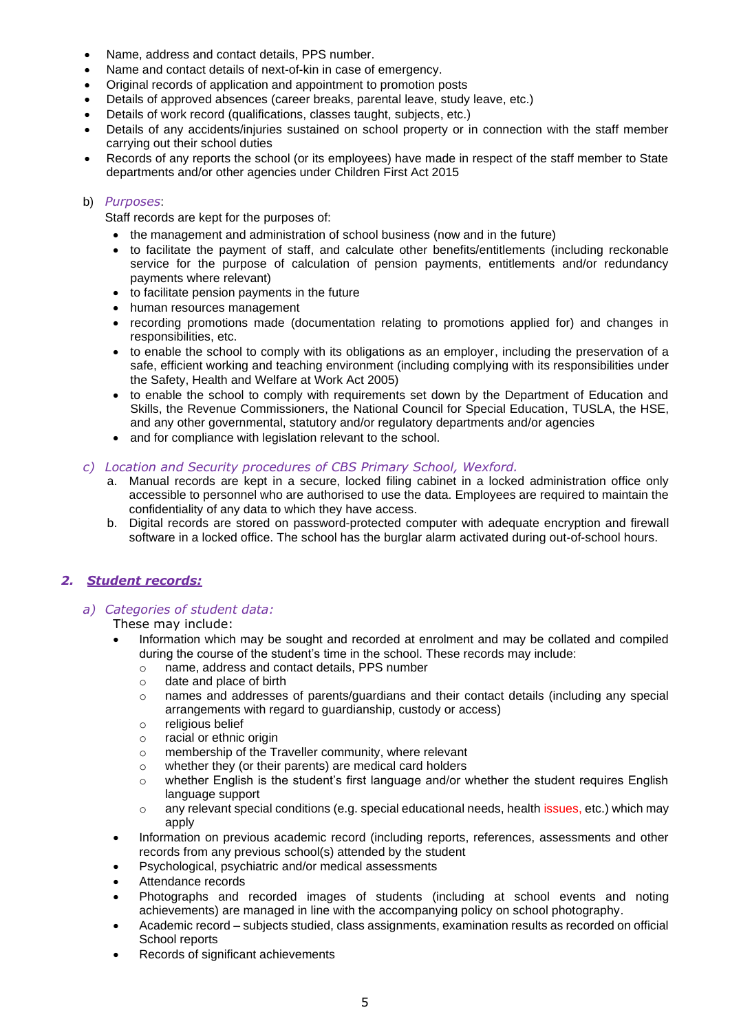- Name, address and contact details, PPS number.
- Name and contact details of next-of-kin in case of emergency.
- Original records of application and appointment to promotion posts
- Details of approved absences (career breaks, parental leave, study leave, etc.)
- Details of work record (qualifications, classes taught, subjects, etc.)
- Details of any accidents/injuries sustained on school property or in connection with the staff member carrying out their school duties
- Records of any reports the school (or its employees) have made in respect of the staff member to State departments and/or other agencies under Children First Act 2015

b) *Purposes*:

Staff records are kept for the purposes of:

- the management and administration of school business (now and in the future)
- to facilitate the payment of staff, and calculate other benefits/entitlements (including reckonable service for the purpose of calculation of pension payments, entitlements and/or redundancy payments where relevant)
- to facilitate pension payments in the future
- human resources management
- recording promotions made (documentation relating to promotions applied for) and changes in responsibilities, etc.
- to enable the school to comply with its obligations as an employer, including the preservation of a safe, efficient working and teaching environment (including complying with its responsibilities under the Safety, Health and Welfare at Work Act 2005)
- to enable the school to comply with requirements set down by the Department of Education and Skills, the Revenue Commissioners, the National Council for Special Education, TUSLA, the HSE, and any other governmental, statutory and/or regulatory departments and/or agencies
- and for compliance with legislation relevant to the school.

c) *Location and Security procedures of CBS Primary School, Wexford.*

a. Manual records are kept in a secure, locked filing cabinet in a locked administration office only accessible to personnel who are authorised to use the data. Employees are required to maintain the confidentiality of any data to which they have access.

b. Digital records are stored on password-protected computer with adequate encryption and firewall software in a locked office. The school has the burglar alarm activated during out-of-school hours.

## *2. Student records:*

a) *Categories of student data:*

These may include:

- Information which may be sought and recorded at enrolment and may be collated and compiled during the course of the student's time in the school. These records may include:
  - name, address and contact details, PPS number
  - date and place of birth
  - names and addresses of parents/guardians and their contact details (including any special arrangements with regard to guardianship, custody or access)
  - religious belief
  - racial or ethnic origin
  - membership of the Traveller community, where relevant
  - whether they (or their parents) are medical card holders
  - whether English is the student's first language and/or whether the student requires English language support
  - any relevant special conditions (e.g. special educational needs, health issues, etc.) which may apply
- Information on previous academic record (including reports, references, assessments and other records from any previous school(s) attended by the student
- Psychological, psychiatric and/or medical assessments
- Attendance records
- Photographs and recorded images of students (including at school events and noting achievements) are managed in line with the accompanying policy on school photography.
- Academic record – subjects studied, class assignments, examination results as recorded on official School reports
- Records of significant achievements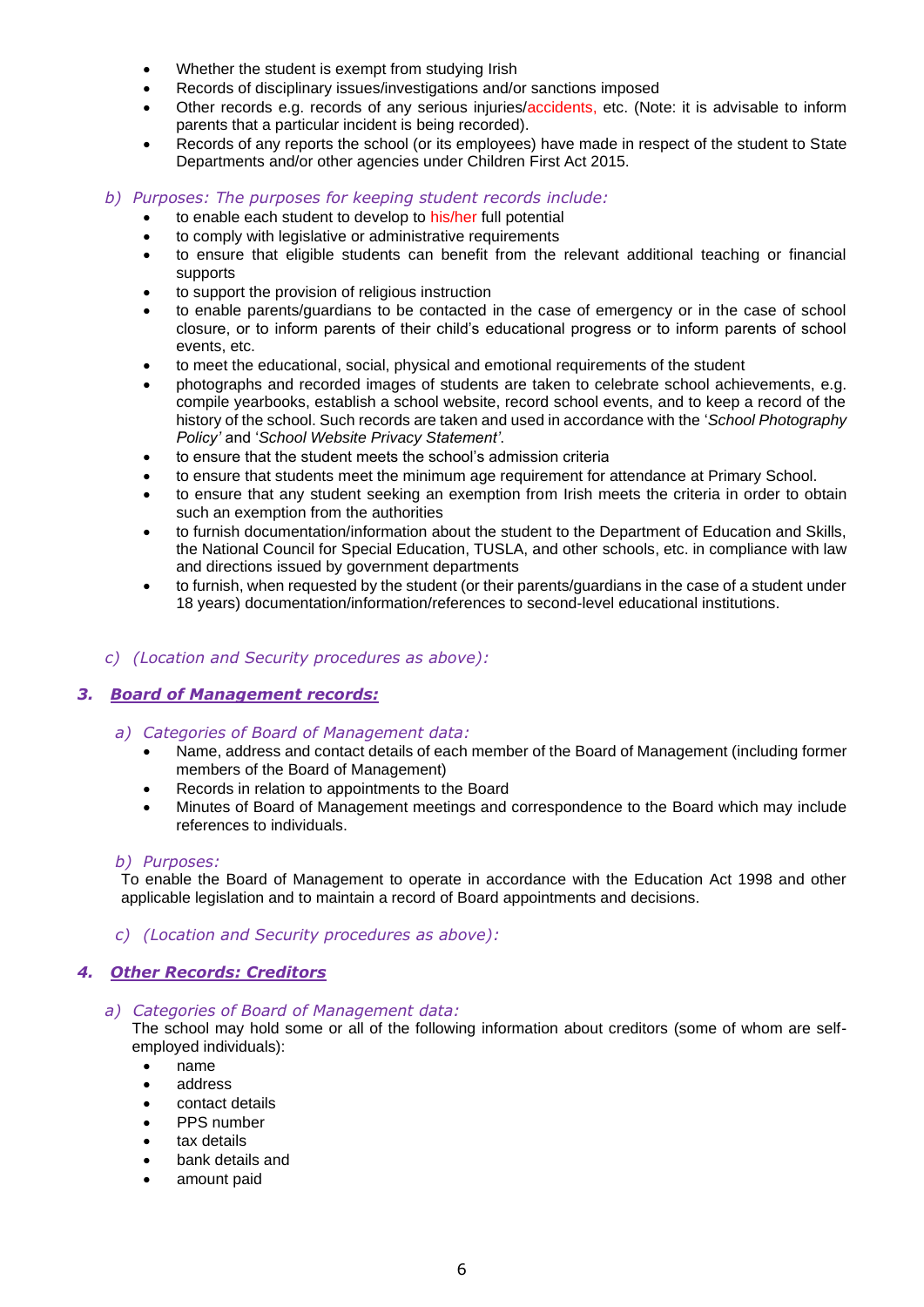- Whether the student is exempt from studying Irish
- Records of disciplinary issues/investigations and/or sanctions imposed
- Other records e.g. records of any serious injuries/accidents, etc. (Note: it is advisable to inform parents that a particular incident is being recorded).
- Records of any reports the school (or its employees) have made in respect of the student to State Departments and/or other agencies under Children First Act 2015.

*b) Purposes: The purposes for keeping student records include:*

- to enable each student to develop to his/her full potential
- to comply with legislative or administrative requirements
- to ensure that eligible students can benefit from the relevant additional teaching or financial supports
- to support the provision of religious instruction
- to enable parents/guardians to be contacted in the case of emergency or in the case of school closure, or to inform parents of their child's educational progress or to inform parents of school events, etc.
- to meet the educational, social, physical and emotional requirements of the student
- photographs and recorded images of students are taken to celebrate school achievements, e.g. compile yearbooks, establish a school website, record school events, and to keep a record of the history of the school. Such records are taken and used in accordance with the '*School Photography Policy*' and '*School Website Privacy Statement*'.
- to ensure that the student meets the school's admission criteria
- to ensure that students meet the minimum age requirement for attendance at Primary School.
- to ensure that any student seeking an exemption from Irish meets the criteria in order to obtain such an exemption from the authorities
- to furnish documentation/information about the student to the Department of Education and Skills, the National Council for Special Education, TUSLA, and other schools, etc. in compliance with law and directions issued by government departments
- to furnish, when requested by the student (or their parents/guardians in the case of a student under 18 years) documentation/information/references to second-level educational institutions.

*c) (Location and Security procedures as above):*

### *3. Board of Management records:*

*a) Categories of Board of Management data:*

- Name, address and contact details of each member of the Board of Management (including former members of the Board of Management)
- Records in relation to appointments to the Board
- Minutes of Board of Management meetings and correspondence to the Board which may include references to individuals.

*b) Purposes:*

To enable the Board of Management to operate in accordance with the Education Act 1998 and other applicable legislation and to maintain a record of Board appointments and decisions.

*c) (Location and Security procedures as above):*

### *4. Other Records: Creditors*

*a) Categories of Board of Management data:*

The school may hold some or all of the following information about creditors (some of whom are self-employed individuals):

- name
- address
- contact details
- PPS number
- tax details
- bank details and
- amount paid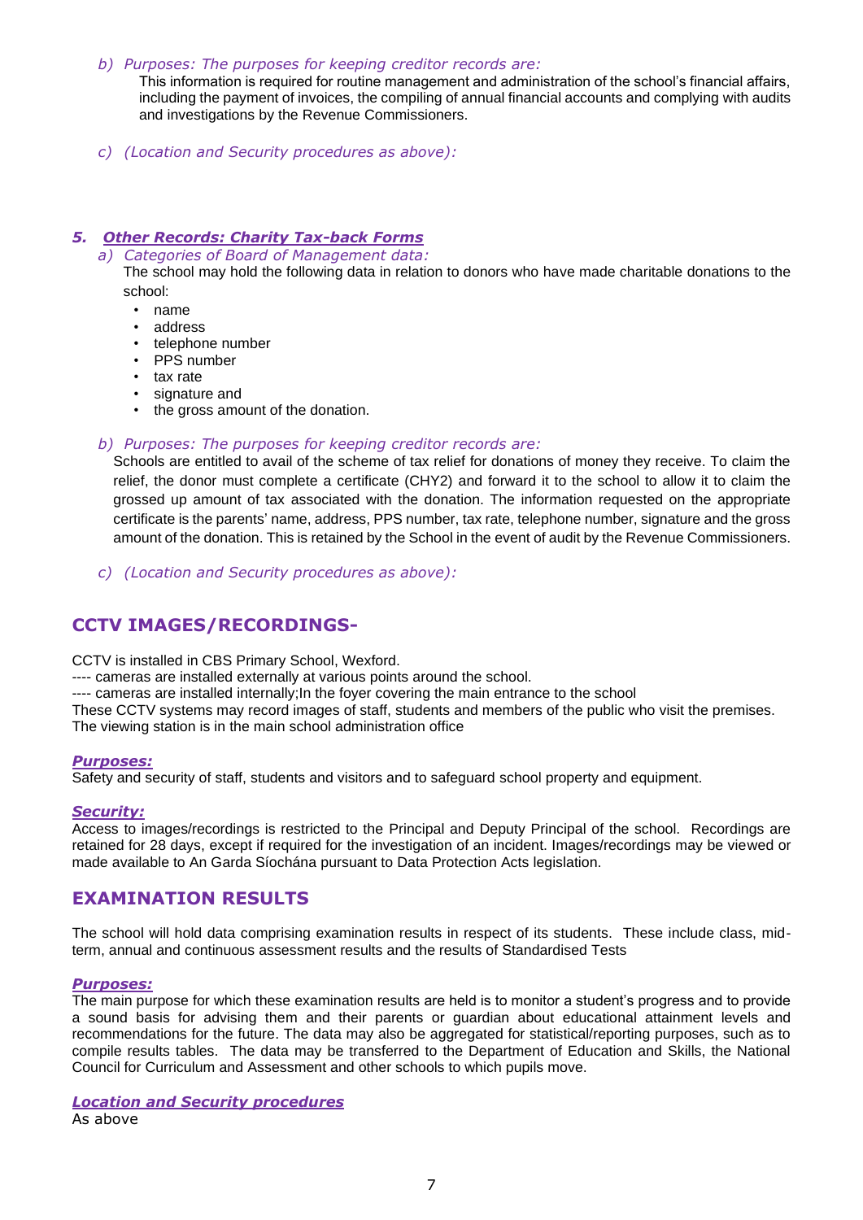*b) Purposes: The purposes for keeping creditor records are:*

This information is required for routine management and administration of the school's financial affairs, including the payment of invoices, the compiling of annual financial accounts and complying with audits and investigations by the Revenue Commissioners.

*c) (Location and Security procedures as above):*

### 5. ***Other Records: Charity Tax-back Forms***

*a) Categories of Board of Management data:*

The school may hold the following data in relation to donors who have made charitable donations to the school:

- name
- address
- telephone number
- PPS number
- tax rate
- signature and
- the gross amount of the donation.

*b) Purposes: The purposes for keeping creditor records are:*

Schools are entitled to avail of the scheme of tax relief for donations of money they receive. To claim the relief, the donor must complete a certificate (CHY2) and forward it to the school to allow it to claim the grossed up amount of tax associated with the donation. The information requested on the appropriate certificate is the parents' name, address, PPS number, tax rate, telephone number, signature and the gross amount of the donation. This is retained by the School in the event of audit by the Revenue Commissioners.

*c) (Location and Security procedures as above):*

## CCTV IMAGES/RECORDINGS-

CCTV is installed in CBS Primary School, Wexford.

---- cameras are installed externally at various points around the school.

---- cameras are installed internally;In the foyer covering the main entrance to the school

These CCTV systems may record images of staff, students and members of the public who visit the premises. The viewing station is in the main school administration office

***Purposes:***

Safety and security of staff, students and visitors and to safeguard school property and equipment.

***Security:***

Access to images/recordings is restricted to the Principal and Deputy Principal of the school. Recordings are retained for 28 days, except if required for the investigation of an incident. Images/recordings may be viewed or made available to An Garda Síochána pursuant to Data Protection Acts legislation.

## EXAMINATION RESULTS

The school will hold data comprising examination results in respect of its students. These include class, mid-term, annual and continuous assessment results and the results of Standardised Tests

***Purposes:***

The main purpose for which these examination results are held is to monitor a student's progress and to provide a sound basis for advising them and their parents or guardian about educational attainment levels and recommendations for the future. The data may also be aggregated for statistical/reporting purposes, such as to compile results tables. The data may be transferred to the Department of Education and Skills, the National Council for Curriculum and Assessment and other schools to which pupils move.

***Location and Security procedures***

As above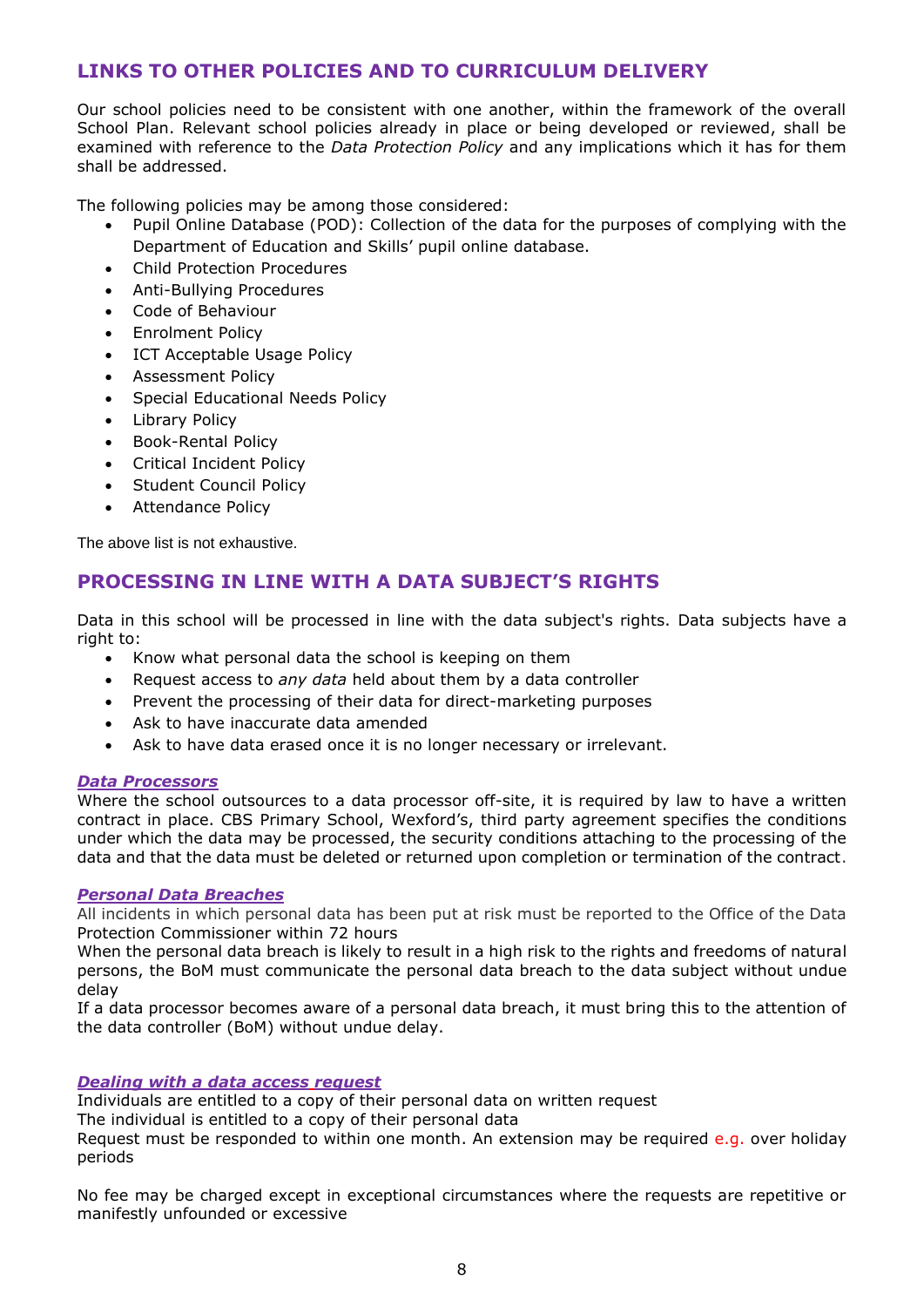## LINKS TO OTHER POLICIES AND TO CURRICULUM DELIVERY

Our school policies need to be consistent with one another, within the framework of the overall School Plan. Relevant school policies already in place or being developed or reviewed, shall be examined with reference to the *Data Protection Policy* and any implications which it has for them shall be addressed.

The following policies may be among those considered:

- Pupil Online Database (POD): Collection of the data for the purposes of complying with the Department of Education and Skills' pupil online database.
- Child Protection Procedures
- Anti-Bullying Procedures
- Code of Behaviour
- Enrolment Policy
- ICT Acceptable Usage Policy
- Assessment Policy
- Special Educational Needs Policy
- Library Policy
- Book-Rental Policy
- Critical Incident Policy
- Student Council Policy
- Attendance Policy

The above list is not exhaustive.

## PROCESSING IN LINE WITH A DATA SUBJECT'S RIGHTS

Data in this school will be processed in line with the data subject's rights. Data subjects have a right to:

- Know what personal data the school is keeping on them
- Request access to *any data* held about them by a data controller
- Prevent the processing of their data for direct-marketing purposes
- Ask to have inaccurate data amended
- Ask to have data erased once it is no longer necessary or irrelevant.

***Data Processors***

Where the school outsources to a data processor off-site, it is required by law to have a written contract in place. CBS Primary School, Wexford's, third party agreement specifies the conditions under which the data may be processed, the security conditions attaching to the processing of the data and that the data must be deleted or returned upon completion or termination of the contract.

***Personal Data Breaches***

All incidents in which personal data has been put at risk must be reported to the Office of the Data Protection Commissioner within 72 hours

When the personal data breach is likely to result in a high risk to the rights and freedoms of natural persons, the BoM must communicate the personal data breach to the data subject without undue delay

If a data processor becomes aware of a personal data breach, it must bring this to the attention of the data controller (BoM) without undue delay.

***Dealing with a data access request***

Individuals are entitled to a copy of their personal data on written request

The individual is entitled to a copy of their personal data

Request must be responded to within one month. An extension may be required e.g. over holiday periods

No fee may be charged except in exceptional circumstances where the requests are repetitive or manifestly unfounded or excessive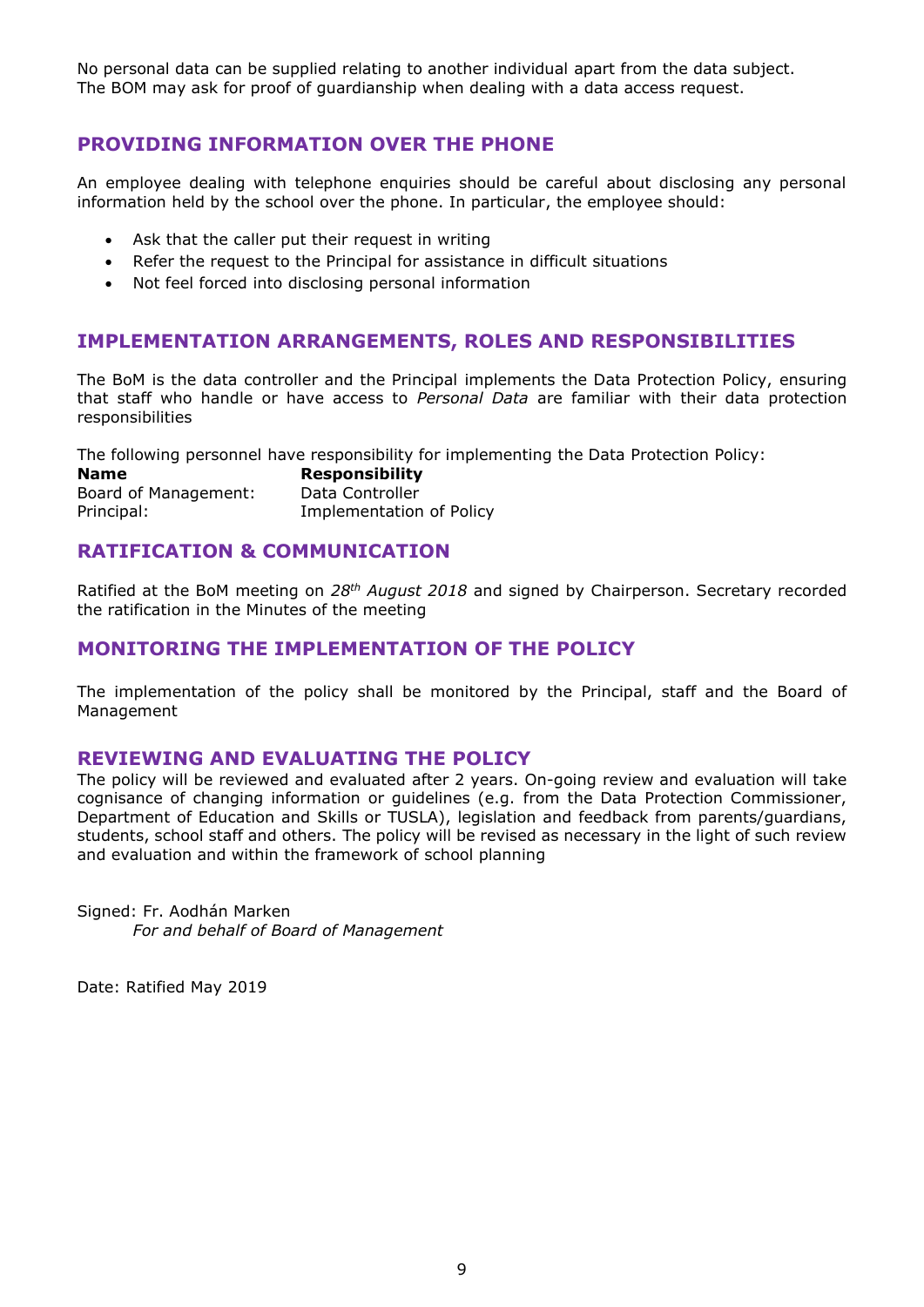No personal data can be supplied relating to another individual apart from the data subject. The BOM may ask for proof of guardianship when dealing with a data access request.

## PROVIDING INFORMATION OVER THE PHONE

An employee dealing with telephone enquiries should be careful about disclosing any personal information held by the school over the phone. In particular, the employee should:

- Ask that the caller put their request in writing
- Refer the request to the Principal for assistance in difficult situations
- Not feel forced into disclosing personal information

## IMPLEMENTATION ARRANGEMENTS, ROLES AND RESPONSIBILITIES

The BoM is the data controller and the Principal implements the Data Protection Policy, ensuring that staff who handle or have access to *Personal Data* are familiar with their data protection responsibilities

The following personnel have responsibility for implementing the Data Protection Policy:

| **Name** | **Responsibility** |
|---|---|
| Board of Management: | Data Controller |
| Principal: | Implementation of Policy |

## RATIFICATION & COMMUNICATION

Ratified at the BoM meeting on *28th August 2018* and signed by Chairperson. Secretary recorded the ratification in the Minutes of the meeting

## MONITORING THE IMPLEMENTATION OF THE POLICY

The implementation of the policy shall be monitored by the Principal, staff and the Board of Management

## REVIEWING AND EVALUATING THE POLICY

The policy will be reviewed and evaluated after 2 years. On-going review and evaluation will take cognisance of changing information or guidelines (e.g. from the Data Protection Commissioner, Department of Education and Skills or TUSLA), legislation and feedback from parents/guardians, students, school staff and others. The policy will be revised as necessary in the light of such review and evaluation and within the framework of school planning

Signed: Fr. Aodhán Marken
*For and behalf of Board of Management*

Date: Ratified May 2019